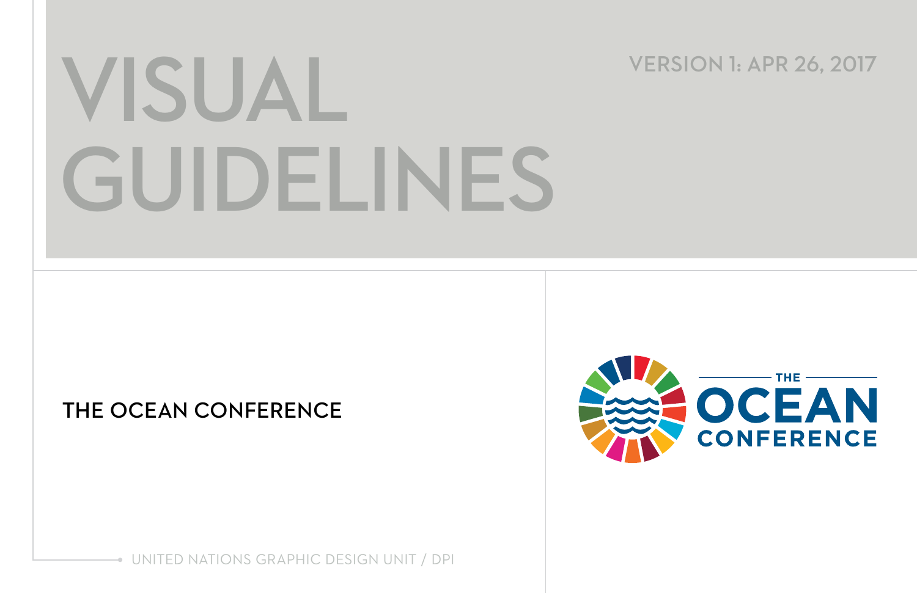# VISUAL GUIDELINES

VERSION 1: APR 26, 2017

THE OCEAN CONFERENCE

THE OCEAN CONFERENCE

UNITED NATIONS GRAPHIC DESIGN UNIT / DPI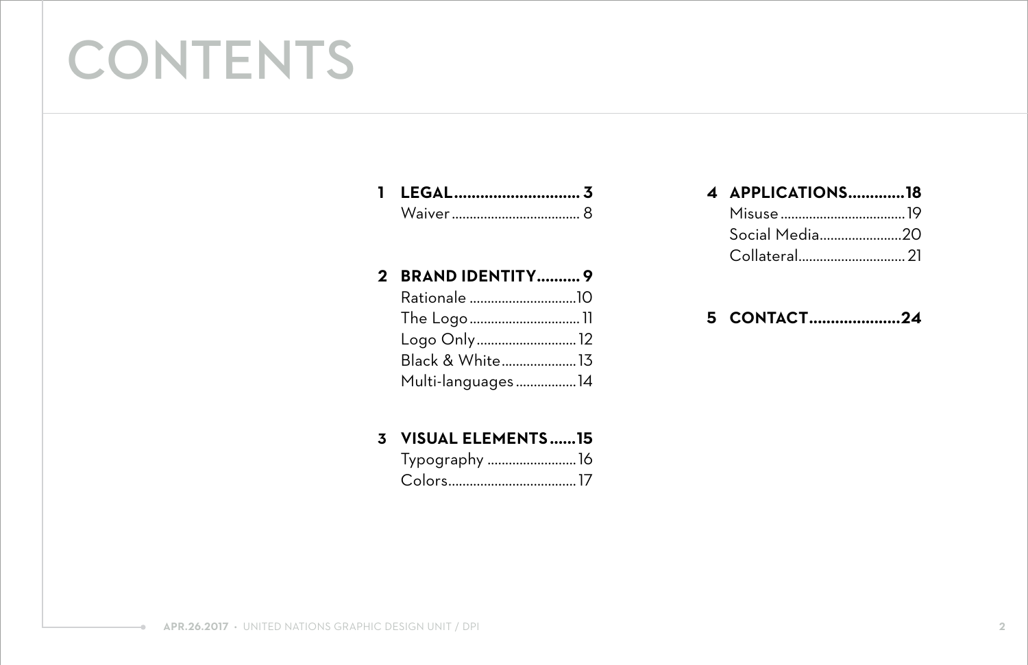# CONTENTS

**1 LEGAL ........................... 3**
- Waiver ........................... 8

**2 BRAND IDENTITY .......... 9**
- Rationale ........................... 10
- The Logo ........................... 11
- Logo Only ........................... 12
- Black & White ........................... 13
- Multi-languages ........................... 14

**3 VISUAL ELEMENTS ...... 15**
- Typography ........................... 16
- Colors ........................... 17

**4 APPLICATIONS ............ 18**
- Misuse ........................... 19
- Social Media ........................... 20
- Collateral ........................... 21

**5 CONTACT .................... 24**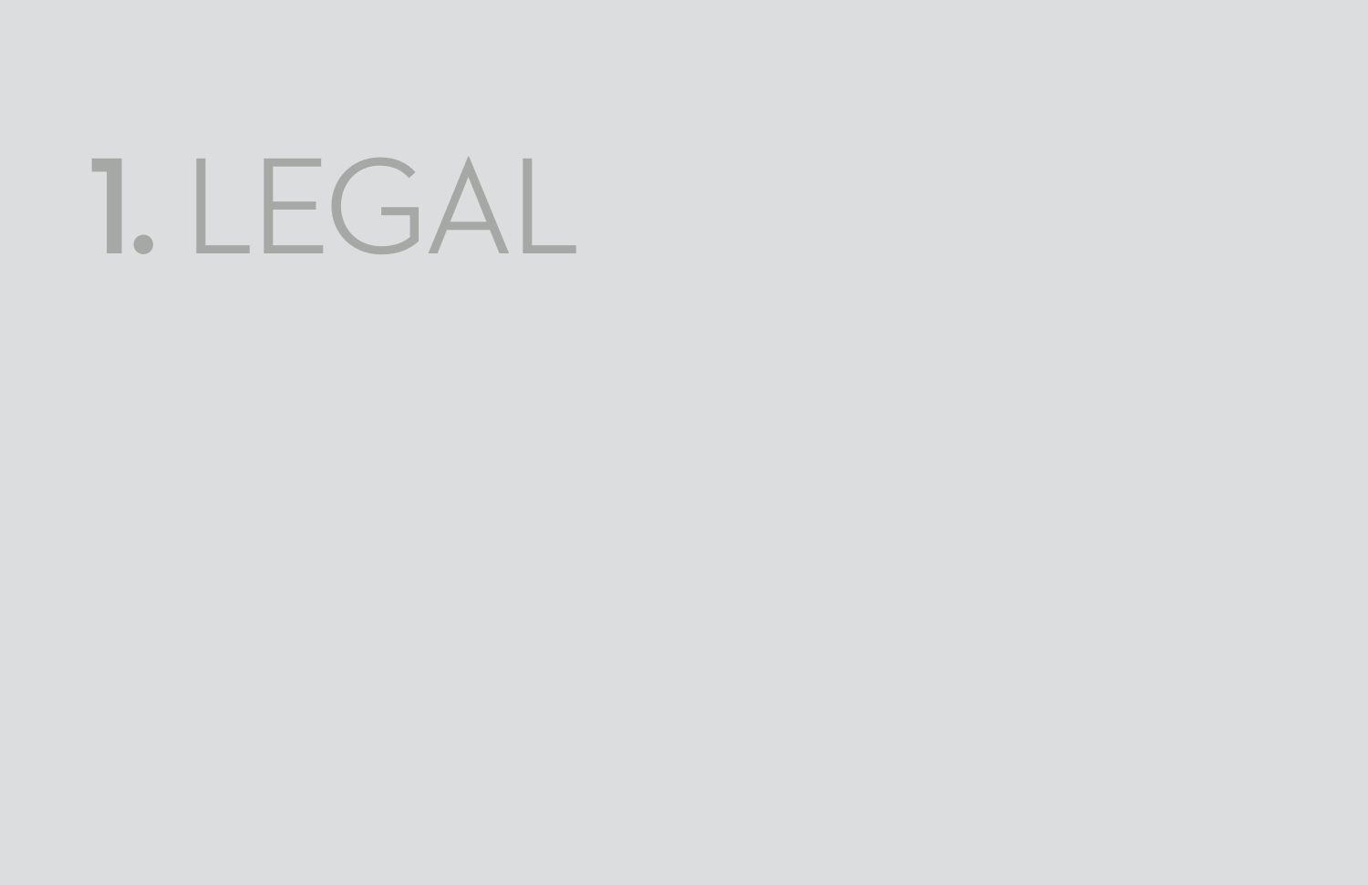# 1. LEGAL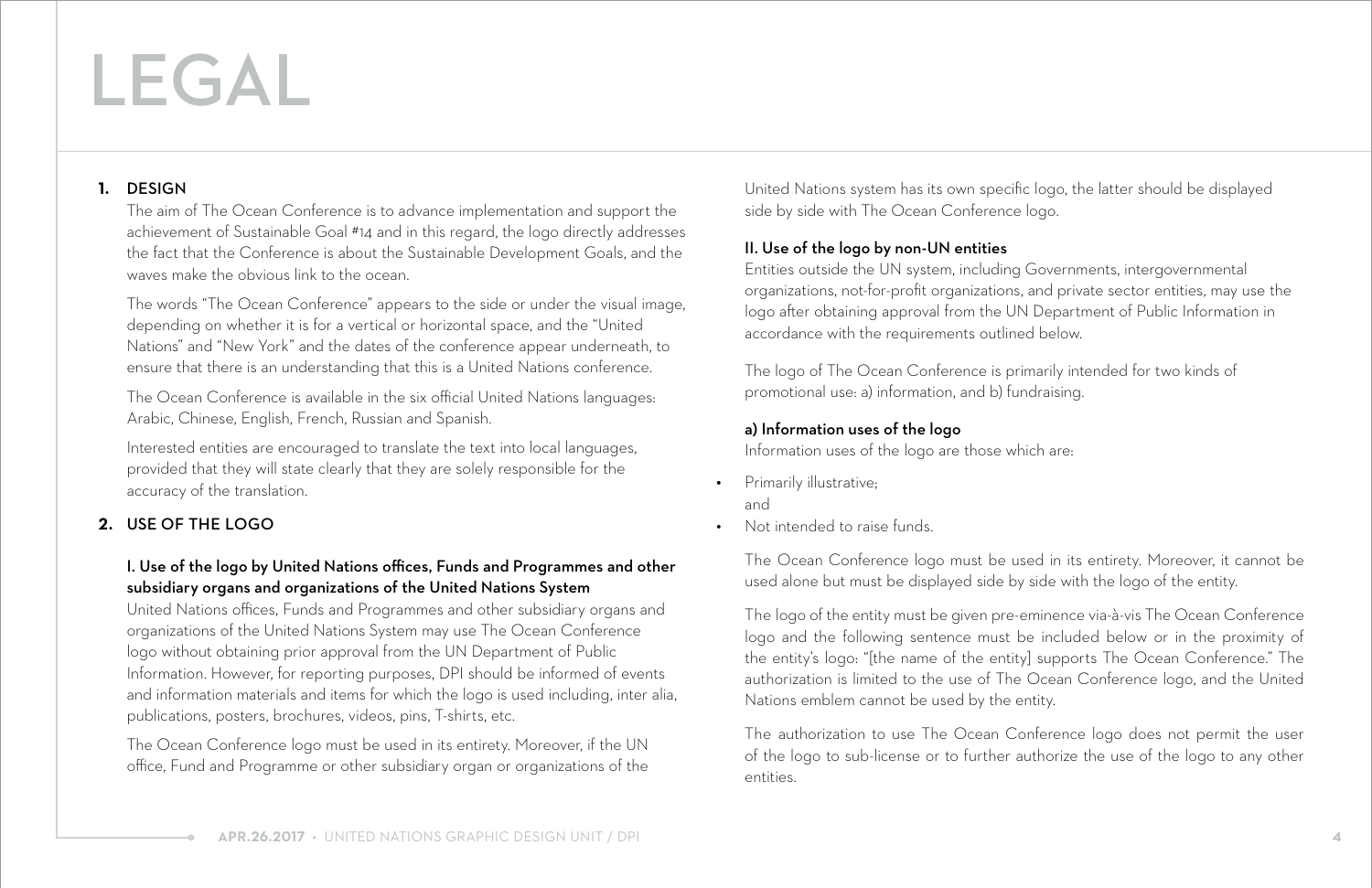# LEGAL

## 1. DESIGN

The aim of The Ocean Conference is to advance implementation and support the achievement of Sustainable Goal #14 and in this regard, the logo directly addresses the fact that the Conference is about the Sustainable Development Goals, and the waves make the obvious link to the ocean.

The words "The Ocean Conference" appears to the side or under the visual image, depending on whether it is for a vertical or horizontal space, and the "United Nations" and "New York" and the dates of the conference appear underneath, to ensure that there is an understanding that this is a United Nations conference.

The Ocean Conference is available in the six official United Nations languages: Arabic, Chinese, English, French, Russian and Spanish.

Interested entities are encouraged to translate the text into local languages, provided that they will state clearly that they are solely responsible for the accuracy of the translation.

## 2. USE OF THE LOGO

### I. Use of the logo by United Nations offices, Funds and Programmes and other subsidiary organs and organizations of the United Nations System

United Nations offices, Funds and Programmes and other subsidiary organs and organizations of the United Nations System may use The Ocean Conference logo without obtaining prior approval from the UN Department of Public Information. However, for reporting purposes, DPI should be informed of events and information materials and items for which the logo is used including, inter alia, publications, posters, brochures, videos, pins, T-shirts, etc.

The Ocean Conference logo must be used in its entirety. Moreover, if the UN office, Fund and Programme or other subsidiary organ or organizations of the United Nations system has its own specific logo, the latter should be displayed side by side with The Ocean Conference logo.

### II. Use of the logo by non-UN entities

Entities outside the UN system, including Governments, intergovernmental organizations, not-for-profit organizations, and private sector entities, may use the logo after obtaining approval from the UN Department of Public Information in accordance with the requirements outlined below.

The logo of The Ocean Conference is primarily intended for two kinds of promotional use: a) information, and b) fundraising.

#### a) Information uses of the logo

Information uses of the logo are those which are:

- Primarily illustrative;
  and
- Not intended to raise funds.

The Ocean Conference logo must be used in its entirety. Moreover, it cannot be used alone but must be displayed side by side with the logo of the entity.

The logo of the entity must be given pre-eminence via-à-vis The Ocean Conference logo and the following sentence must be included below or in the proximity of the entity's logo: "[the name of the entity] supports The Ocean Conference." The authorization is limited to the use of The Ocean Conference logo, and the United Nations emblem cannot be used by the entity.

The authorization to use The Ocean Conference logo does not permit the user of the logo to sub-license or to further authorize the use of the logo to any other entities.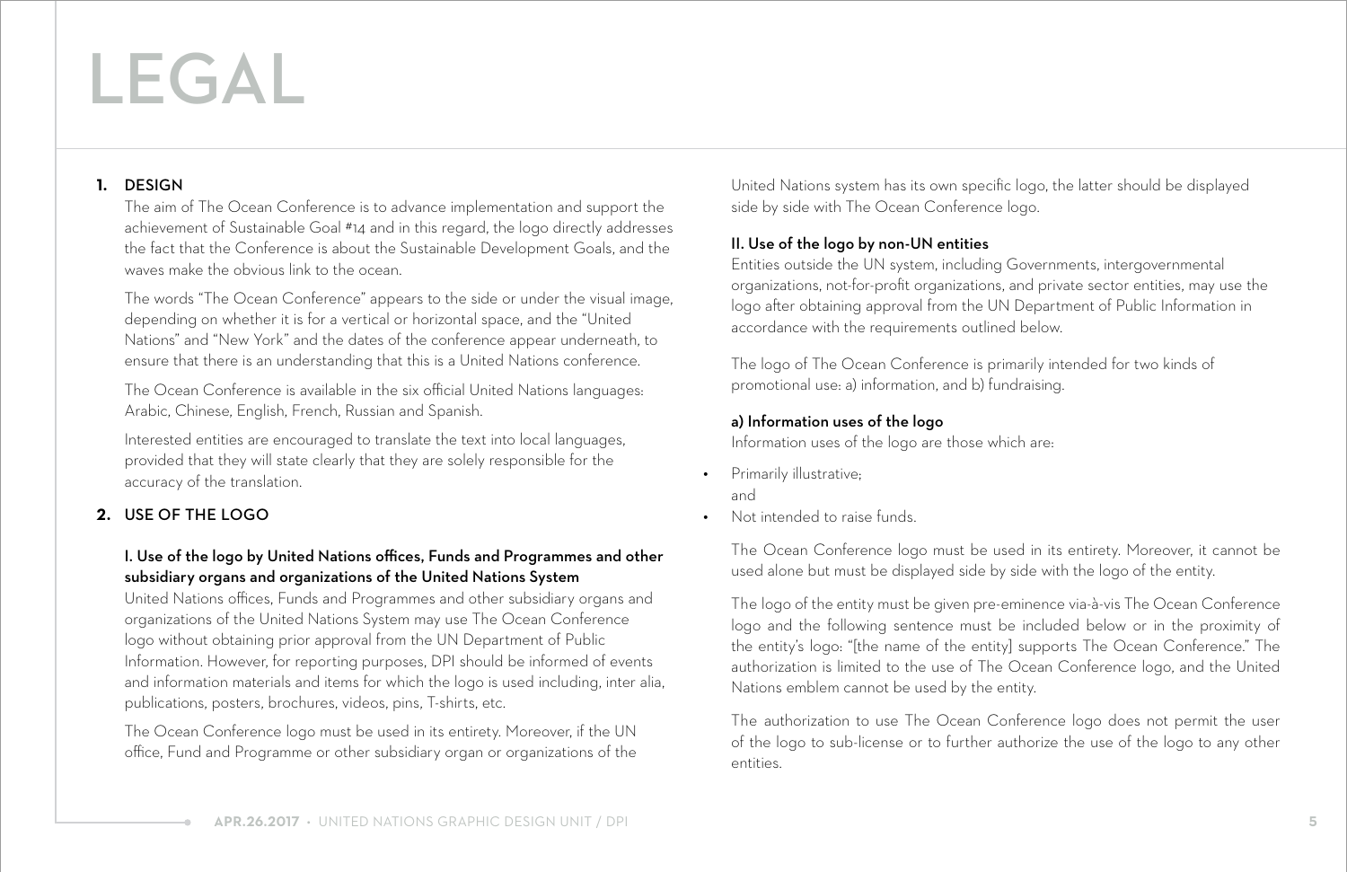# LEGAL

## 1. DESIGN

The aim of The Ocean Conference is to advance implementation and support the achievement of Sustainable Goal #14 and in this regard, the logo directly addresses the fact that the Conference is about the Sustainable Development Goals, and the waves make the obvious link to the ocean.

The words "The Ocean Conference" appears to the side or under the visual image, depending on whether it is for a vertical or horizontal space, and the "United Nations" and "New York" and the dates of the conference appear underneath, to ensure that there is an understanding that this is a United Nations conference.

The Ocean Conference is available in the six official United Nations languages: Arabic, Chinese, English, French, Russian and Spanish.

Interested entities are encouraged to translate the text into local languages, provided that they will state clearly that they are solely responsible for the accuracy of the translation.

## 2. USE OF THE LOGO

### I. Use of the logo by United Nations offices, Funds and Programmes and other subsidiary organs and organizations of the United Nations System

United Nations offices, Funds and Programmes and other subsidiary organs and organizations of the United Nations System may use The Ocean Conference logo without obtaining prior approval from the UN Department of Public Information. However, for reporting purposes, DPI should be informed of events and information materials and items for which the logo is used including, inter alia, publications, posters, brochures, videos, pins, T-shirts, etc.

The Ocean Conference logo must be used in its entirety. Moreover, if the UN office, Fund and Programme or other subsidiary organ or organizations of the United Nations system has its own specific logo, the latter should be displayed side by side with The Ocean Conference logo.

### II. Use of the logo by non-UN entities

Entities outside the UN system, including Governments, intergovernmental organizations, not-for-profit organizations, and private sector entities, may use the logo after obtaining approval from the UN Department of Public Information in accordance with the requirements outlined below.

The logo of The Ocean Conference is primarily intended for two kinds of promotional use: a) information, and b) fundraising.

#### a) Information uses of the logo

Information uses of the logo are those which are:

- Primarily illustrative;
  and
- Not intended to raise funds.

The Ocean Conference logo must be used in its entirety. Moreover, it cannot be used alone but must be displayed side by side with the logo of the entity.

The logo of the entity must be given pre-eminence via-à-vis The Ocean Conference logo and the following sentence must be included below or in the proximity of the entity's logo: "[the name of the entity] supports The Ocean Conference." The authorization is limited to the use of The Ocean Conference logo, and the United Nations emblem cannot be used by the entity.

The authorization to use The Ocean Conference logo does not permit the user of the logo to sub-license or to further authorize the use of the logo to any other entities.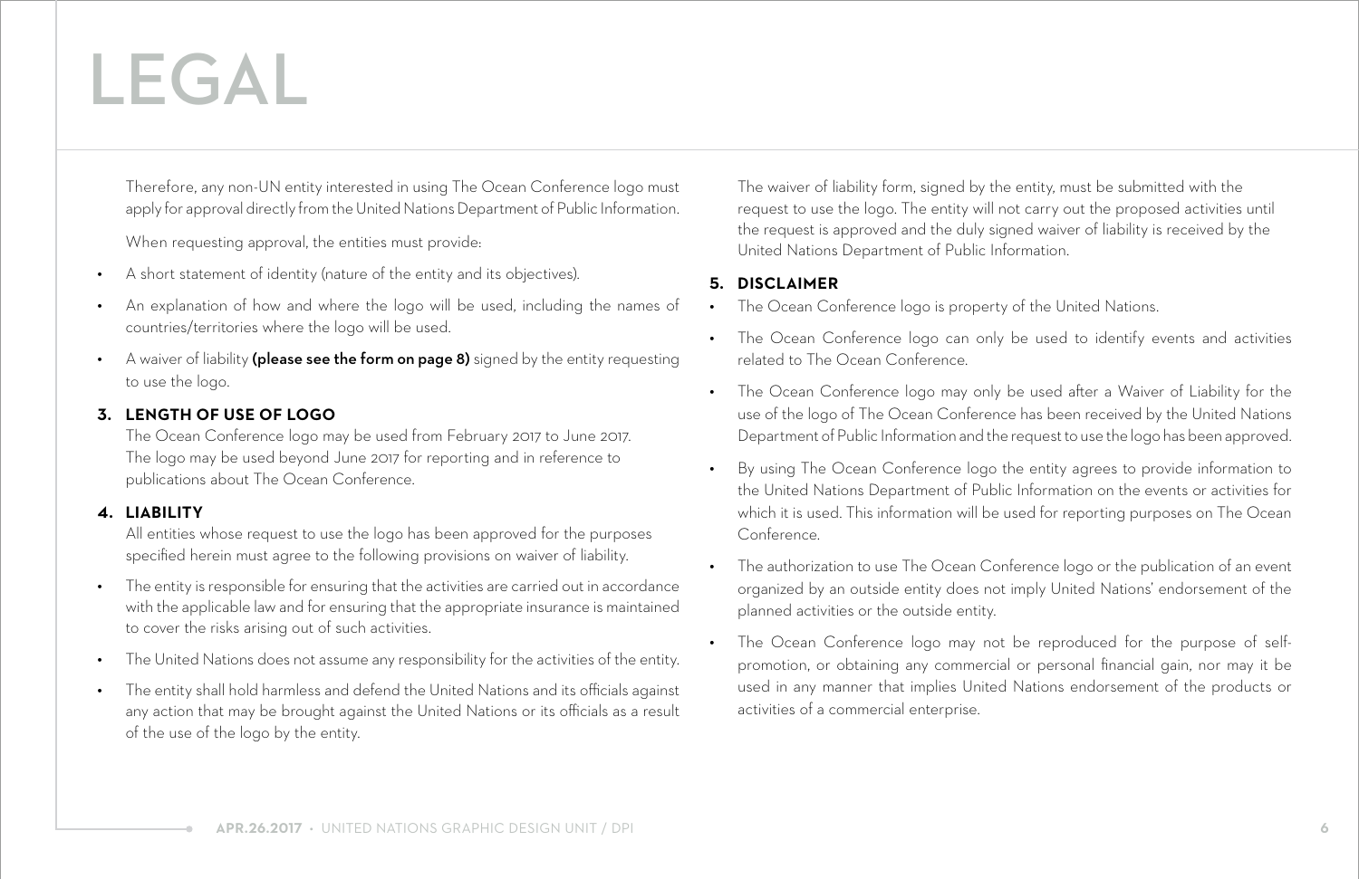# LEGAL

Therefore, any non-UN entity interested in using The Ocean Conference logo must apply for approval directly from the United Nations Department of Public Information.

When requesting approval, the entities must provide:

- A short statement of identity (nature of the entity and its objectives).
- An explanation of how and where the logo will be used, including the names of countries/territories where the logo will be used.
- A waiver of liability **(please see the form on page 8)** signed by the entity requesting to use the logo.

## 3. LENGTH OF USE OF LOGO

The Ocean Conference logo may be used from February 2017 to June 2017. The logo may be used beyond June 2017 for reporting and in reference to publications about The Ocean Conference.

## 4. LIABILITY

All entities whose request to use the logo has been approved for the purposes specified herein must agree to the following provisions on waiver of liability.

- The entity is responsible for ensuring that the activities are carried out in accordance with the applicable law and for ensuring that the appropriate insurance is maintained to cover the risks arising out of such activities.
- The United Nations does not assume any responsibility for the activities of the entity.
- The entity shall hold harmless and defend the United Nations and its officials against any action that may be brought against the United Nations or its officials as a result of the use of the logo by the entity.

The waiver of liability form, signed by the entity, must be submitted with the request to use the logo. The entity will not carry out the proposed activities until the request is approved and the duly signed waiver of liability is received by the United Nations Department of Public Information.

## 5. DISCLAIMER

- The Ocean Conference logo is property of the United Nations.
- The Ocean Conference logo can only be used to identify events and activities related to The Ocean Conference.
- The Ocean Conference logo may only be used after a Waiver of Liability for the use of the logo of The Ocean Conference has been received by the United Nations Department of Public Information and the request to use the logo has been approved.
- By using The Ocean Conference logo the entity agrees to provide information to the United Nations Department of Public Information on the events or activities for which it is used. This information will be used for reporting purposes on The Ocean Conference.
- The authorization to use The Ocean Conference logo or the publication of an event organized by an outside entity does not imply United Nations' endorsement of the planned activities or the outside entity.
- The Ocean Conference logo may not be reproduced for the purpose of self-promotion, or obtaining any commercial or personal financial gain, nor may it be used in any manner that implies United Nations endorsement of the products or activities of a commercial enterprise.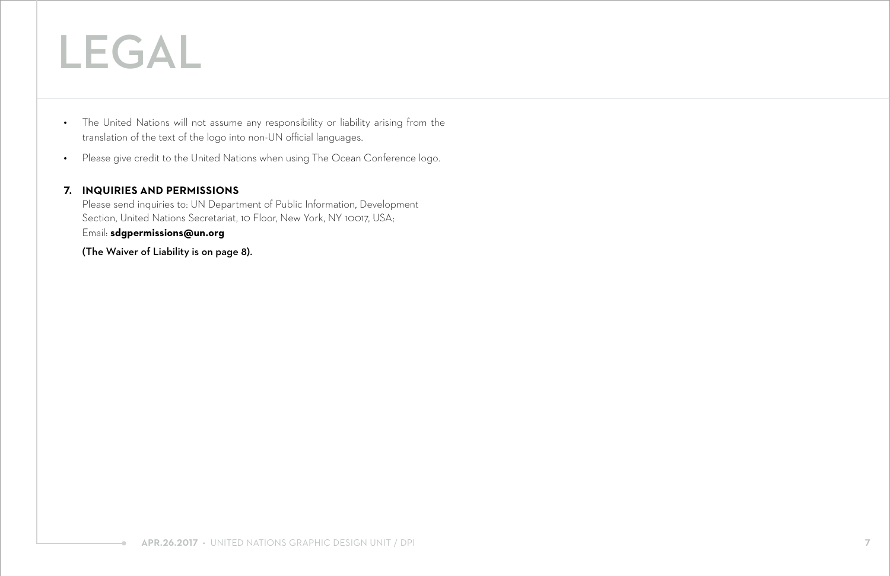# LEGAL

- The United Nations will not assume any responsibility or liability arising from the translation of the text of the logo into non-UN official languages.
- Please give credit to the United Nations when using The Ocean Conference logo.

## 7. INQUIRIES AND PERMISSIONS

Please send inquiries to: UN Department of Public Information, Development Section, United Nations Secretariat, 10 Floor, New York, NY 10017, USA;

Email: **sdgpermissions@un.org**

**(The Waiver of Liability is on page 8).**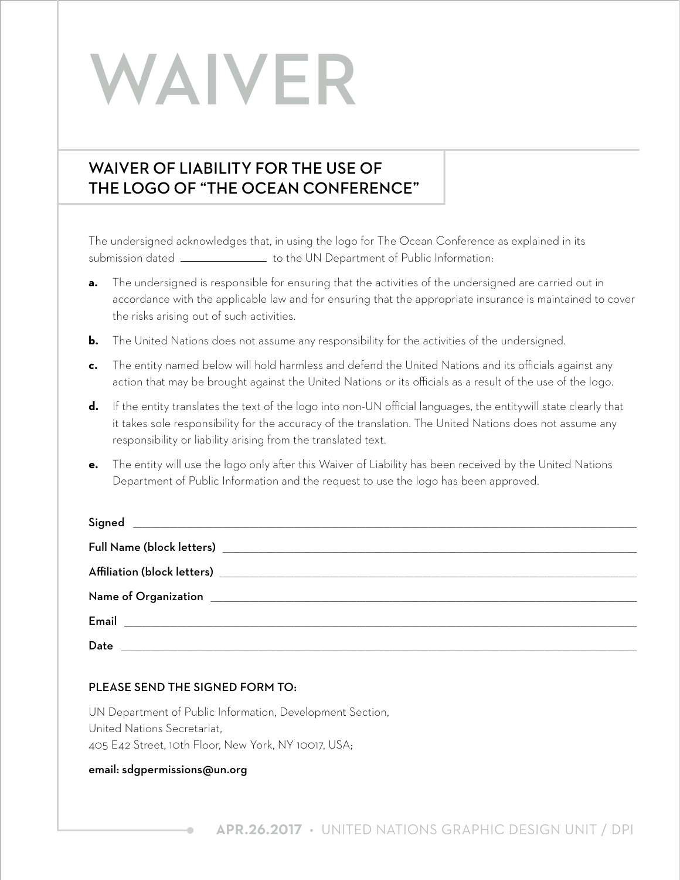# WAIVER

## WAIVER OF LIABILITY FOR THE USE OF THE LOGO OF "THE OCEAN CONFERENCE"

The undersigned acknowledges that, in using the logo for The Ocean Conference as explained in its submission dated ______________ to the UN Department of Public Information:

**a.** The undersigned is responsible for ensuring that the activities of the undersigned are carried out in accordance with the applicable law and for ensuring that the appropriate insurance is maintained to cover the risks arising out of such activities.

**b.** The United Nations does not assume any responsibility for the activities of the undersigned.

**c.** The entity named below will hold harmless and defend the United Nations and its officials against any action that may be brought against the United Nations or its officials as a result of the use of the logo.

**d.** If the entity translates the text of the logo into non-UN official languages, the entitywill state clearly that it takes sole responsibility for the accuracy of the translation. The United Nations does not assume any responsibility or liability arising from the translated text.

**e.** The entity will use the logo only after this Waiver of Liability has been received by the United Nations Department of Public Information and the request to use the logo has been approved.

**Signed** ____________________________________________

**Full Name (block letters)** ____________________________________________

**Affiliation (block letters)** ____________________________________________

**Name of Organization** ____________________________________________

**Email** ____________________________________________

**Date** ____________________________________________

### PLEASE SEND THE SIGNED FORM TO:

UN Department of Public Information, Development Section,
United Nations Secretariat,
405 E42 Street, 10th Floor, New York, NY 10017, USA;

**email: sdgpermissions@un.org**

**APR.26.2017** • UNITED NATIONS GRAPHIC DESIGN UNIT / DPI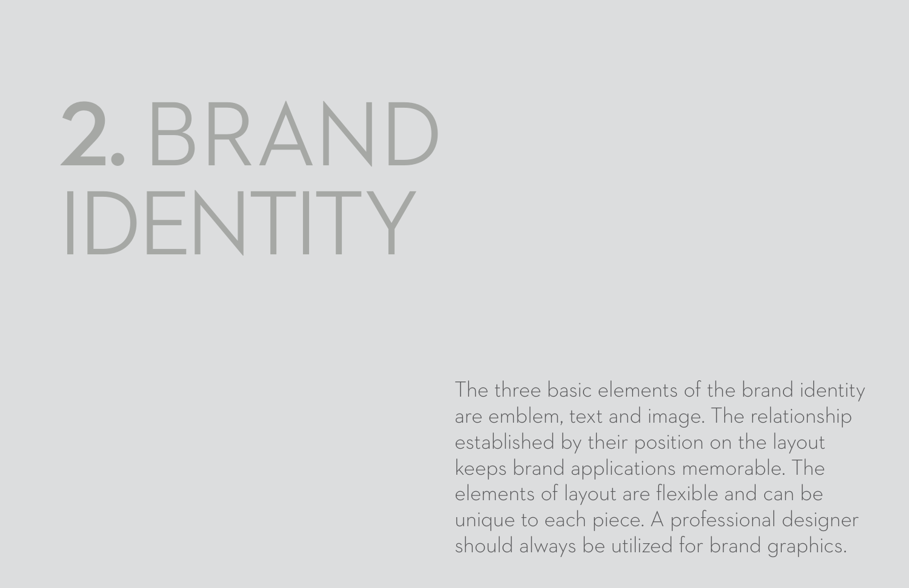# 2. BRAND IDENTITY

The three basic elements of the brand identity are emblem, text and image. The relationship established by their position on the layout keeps brand applications memorable. The elements of layout are flexible and can be unique to each piece. A professional designer should always be utilized for brand graphics.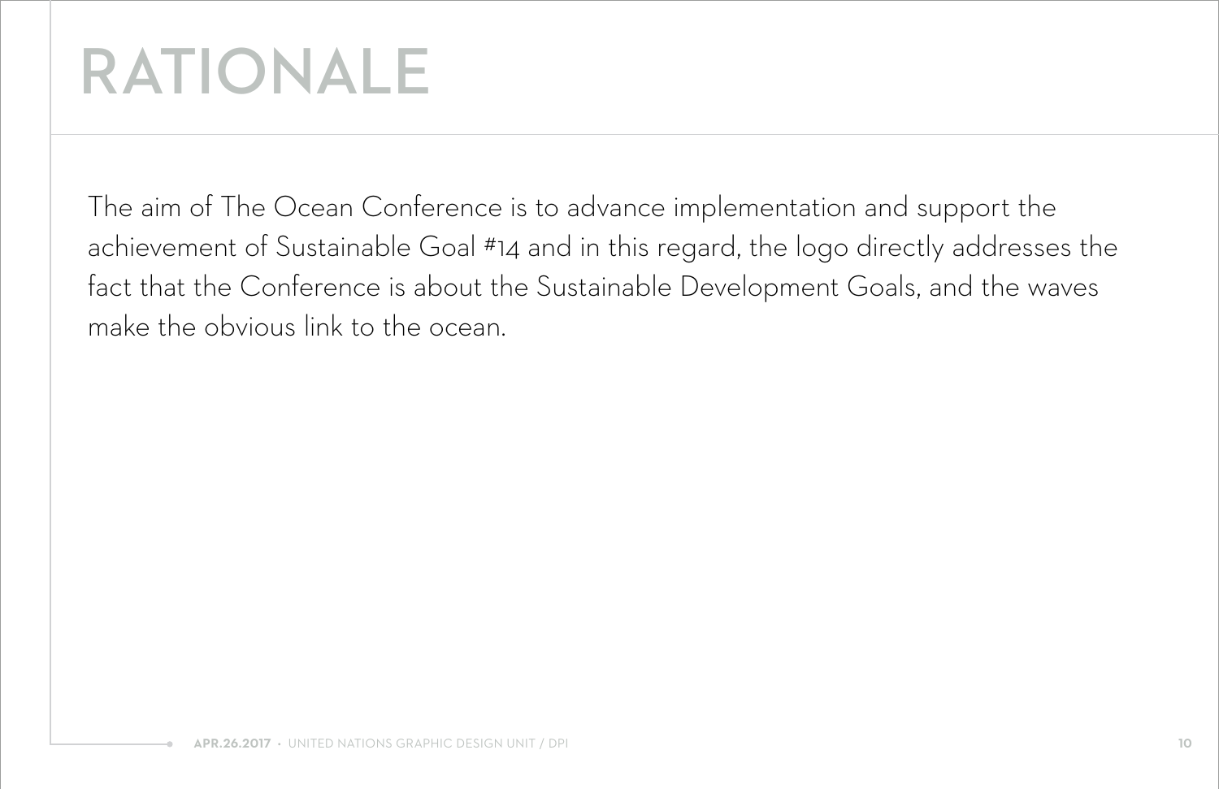# RATIONALE

The aim of The Ocean Conference is to advance implementation and support the achievement of Sustainable Goal #14 and in this regard, the logo directly addresses the fact that the Conference is about the Sustainable Development Goals, and the waves make the obvious link to the ocean.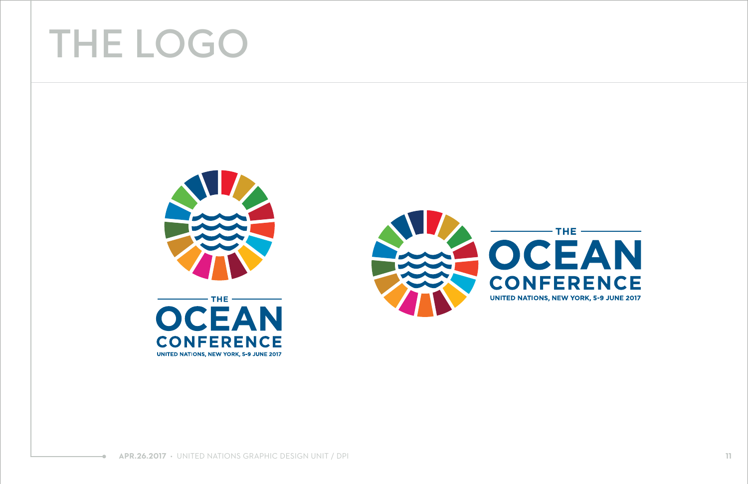# THE LOGO

THE
OCEAN
CONFERENCE
UNITED NATIONS, NEW YORK, 5-9 JUNE 2017

THE
OCEAN
CONFERENCE
UNITED NATIONS, NEW YORK, 5-9 JUNE 2017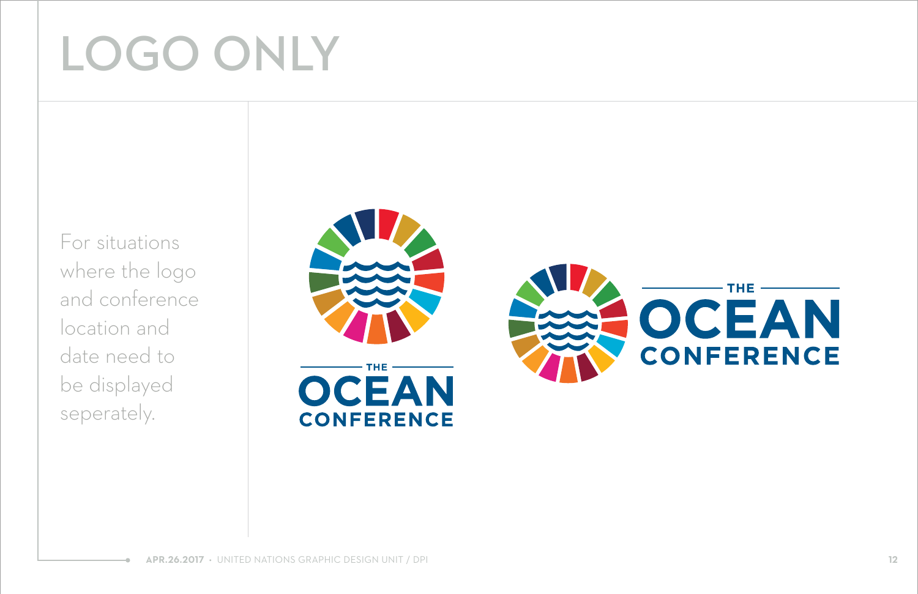# LOGO ONLY

For situations where the logo and conference location and date need to be displayed seperately.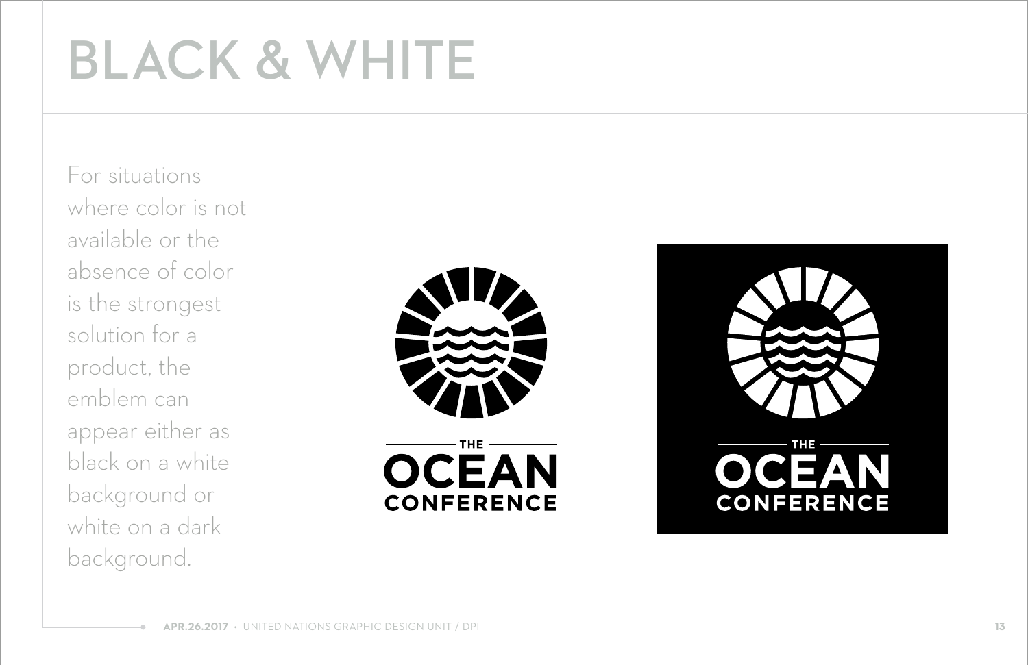# BLACK & WHITE

For situations where color is not available or the absence of color is the strongest solution for a product, the emblem can appear either as black on a white background or white on a dark background.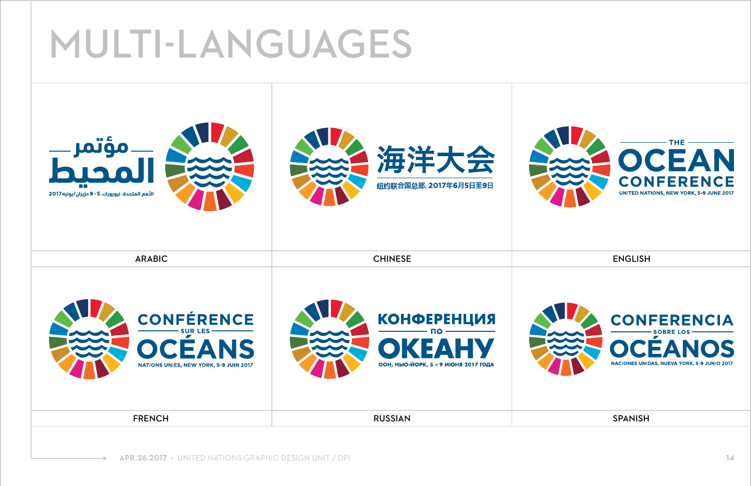# MULTI-LANGUAGES

مؤتمر
المحيط
الأمم المتحدة، نيويورك، 5 - 9 حزيران/يونيه 2017

ARABIC

海洋大会
纽约联合国总部，2017年6月5日至9日

CHINESE

THE
OCEAN
CONFERENCE
UNITED NATIONS, NEW YORK, 5-9 JUNE 2017

ENGLISH

CONFÉRENCE
SUR LES
OCÉANS
NATIONS UNIES, NEW YORK, 5-9 JUIN 2017

FRENCH

КОНФЕРЕНЦИЯ
ПО
ОКЕАНУ
ООН, НЬЮ-ЙОРК, 5 – 9 ИЮНЯ 2017 ГОДА

RUSSIAN

CONFERENCIA
SOBRE LOS
OCÉANOS
NACIONES UNIDAS, NUEVA YORK, 5-9 JUNIO 2017

SPANISH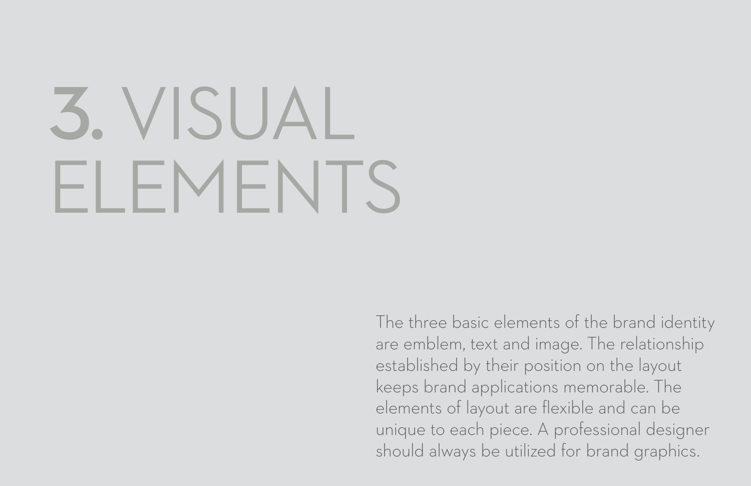# 3. VISUAL ELEMENTS

The three basic elements of the brand identity are emblem, text and image. The relationship established by their position on the layout keeps brand applications memorable. The elements of layout are flexible and can be unique to each piece. A professional designer should always be utilized for brand graphics.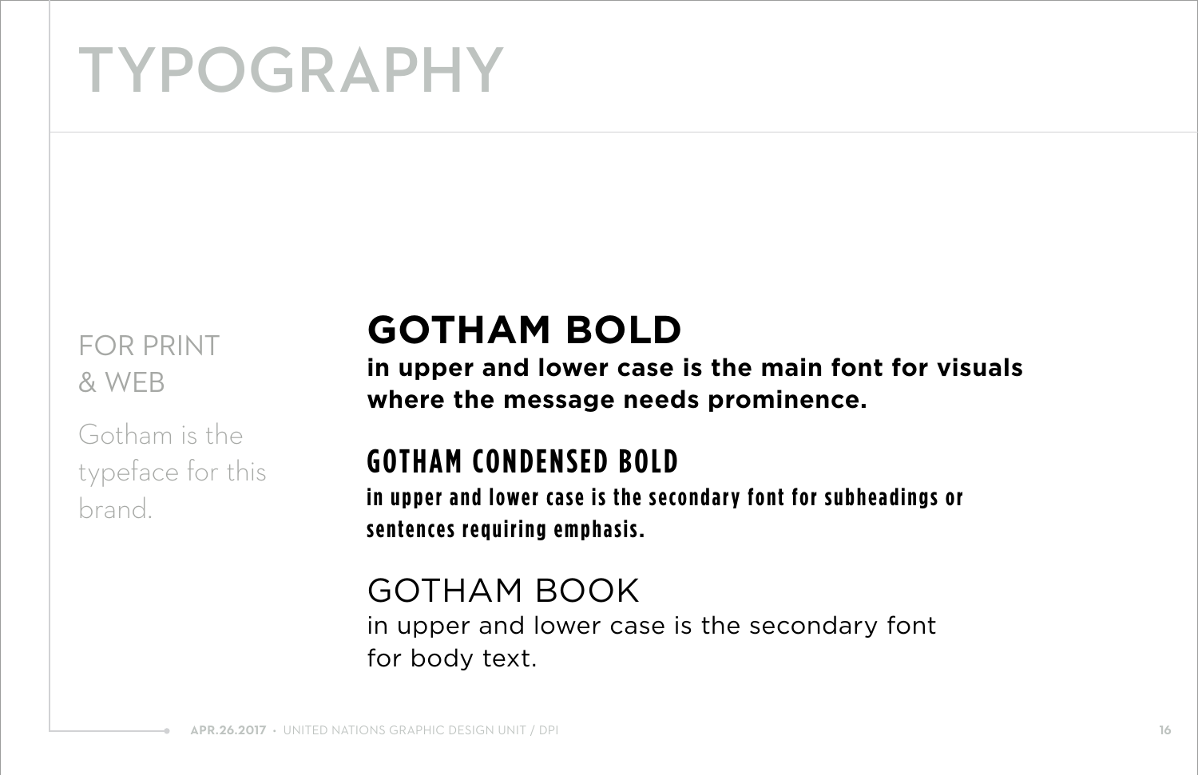# TYPOGRAPHY

FOR PRINT & WEB

Gotham is the typeface for this brand.

## GOTHAM BOLD

**in upper and lower case is the main font for visuals where the message needs prominence.**

### GOTHAM CONDENSED BOLD

**in upper and lower case is the secondary font for subheadings or sentences requiring emphasis.**

GOTHAM BOOK

in upper and lower case is the secondary font for body text.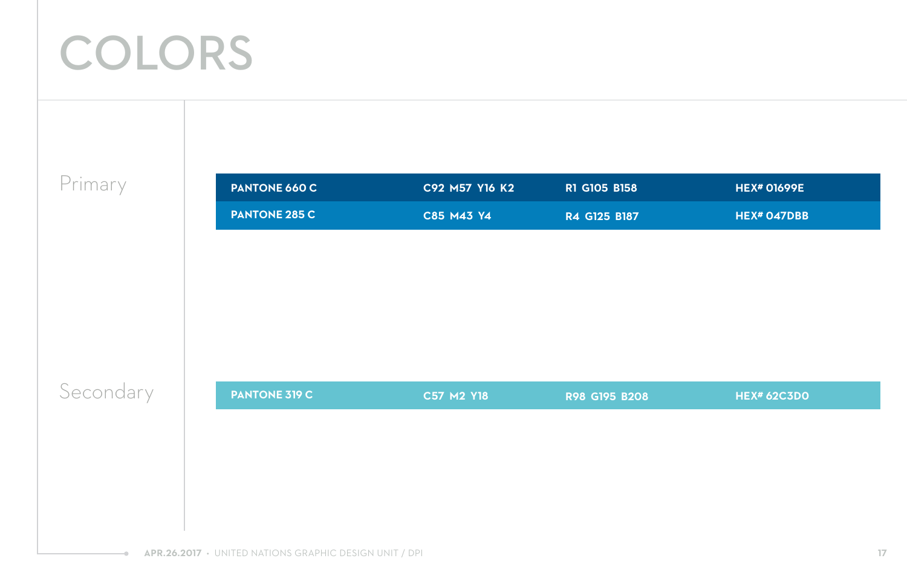# COLORS

## Primary

| | | | |
|---|---|---|---|
| **PANTONE 660 C** | **C92 M57 Y16 K2** | **R1 G105 B158** | **HEX# 01699E** |
| **PANTONE 285 C** | **C85 M43 Y4** | **R4 G125 B187** | **HEX# 047DBB** |

## Secondary

| | | | |
|---|---|---|---|
| **PANTONE 319 C** | **C57 M2 Y18** | **R98 G195 B208** | **HEX# 62C3D0** |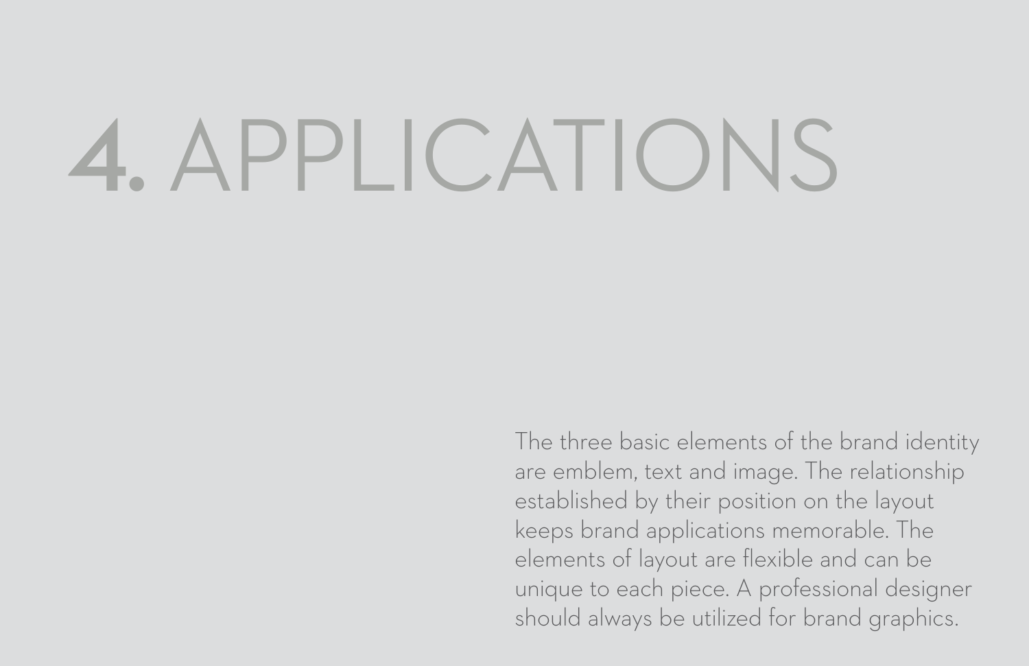# 4. APPLICATIONS

The three basic elements of the brand identity are emblem, text and image. The relationship established by their position on the layout keeps brand applications memorable. The elements of layout are flexible and can be unique to each piece. A professional designer should always be utilized for brand graphics.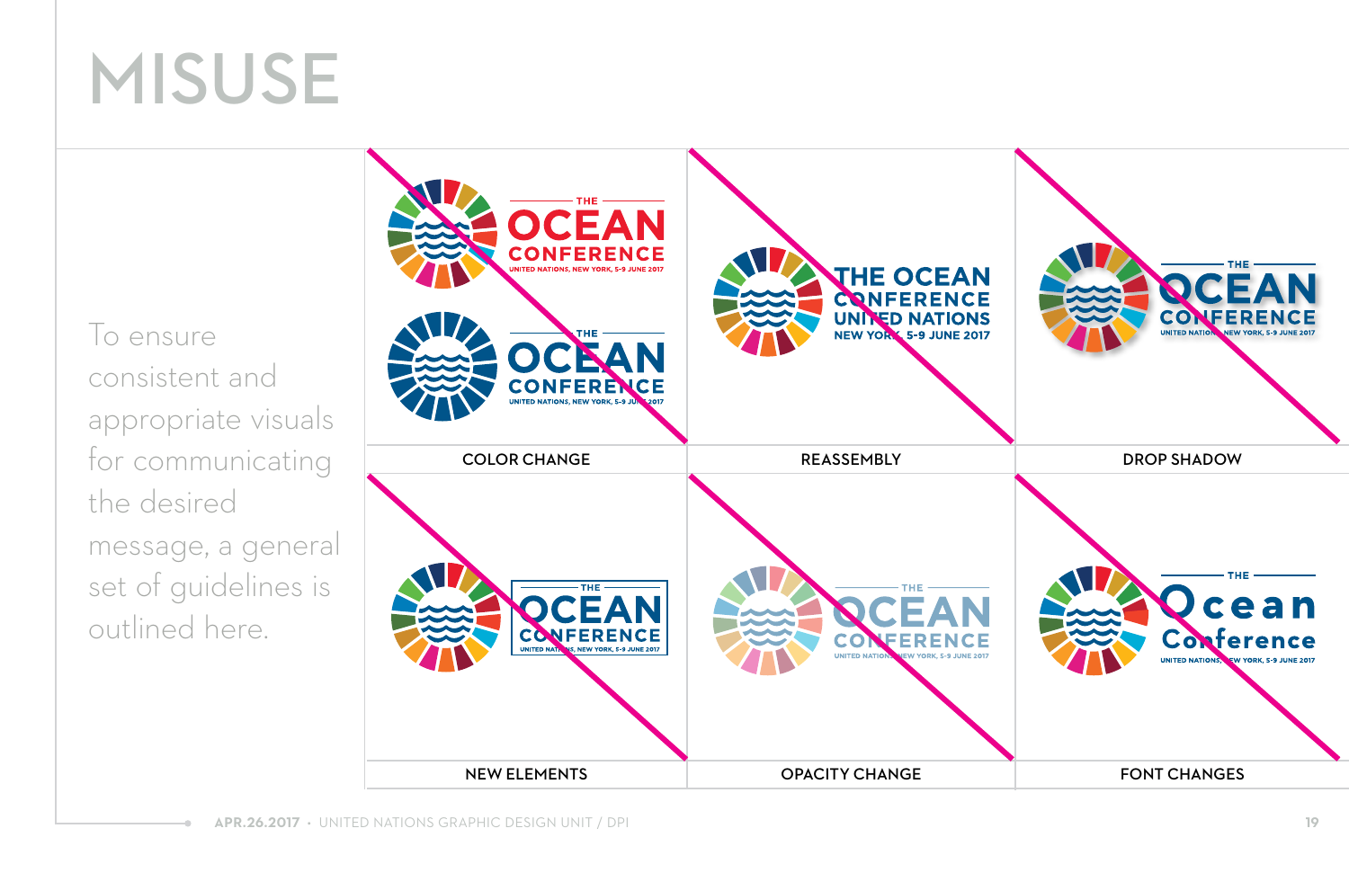# MISUSE

To ensure consistent and appropriate visuals for communicating the desired message, a general set of guidelines is outlined here.

COLOR CHANGE

REASSEMBLY

DROP SHADOW

NEW ELEMENTS

OPACITY CHANGE

FONT CHANGES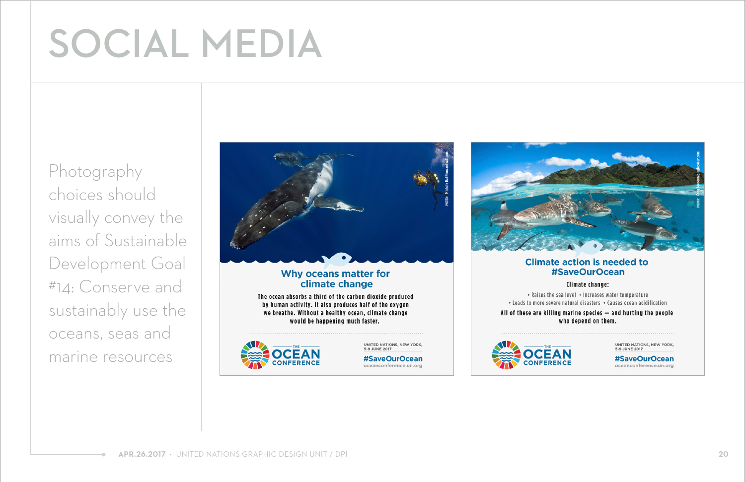# SOCIAL MEDIA

Photography choices should visually convey the aims of Sustainable Development Goal #14: Conserve and sustainably use the oceans, seas and marine resources

## Why oceans matter for climate change

The ocean absorbs a third of the carbon dioxide produced by human activity. It also produces half of the oxygen we breathe. Without a healthy ocean, climate change would be happening much faster.

THE OCEAN CONFERENCE

UNITED NATIONS, NEW YORK, 5-9 JUNE 2017

#SaveOurOcean

oceanconference.un.org

## Climate action is needed to #SaveOurOcean

Climate change:

- Raises the sea level
- Increases water temperature
- Leads to more severe natural disasters
- Causes ocean acidification

All of these are killing marine species — and hurting the people who depend on them.

THE OCEAN CONFERENCE

UNITED NATIONS, NEW YORK, 5-9 JUNE 2017

#SaveOurOcean

oceanconference.un.org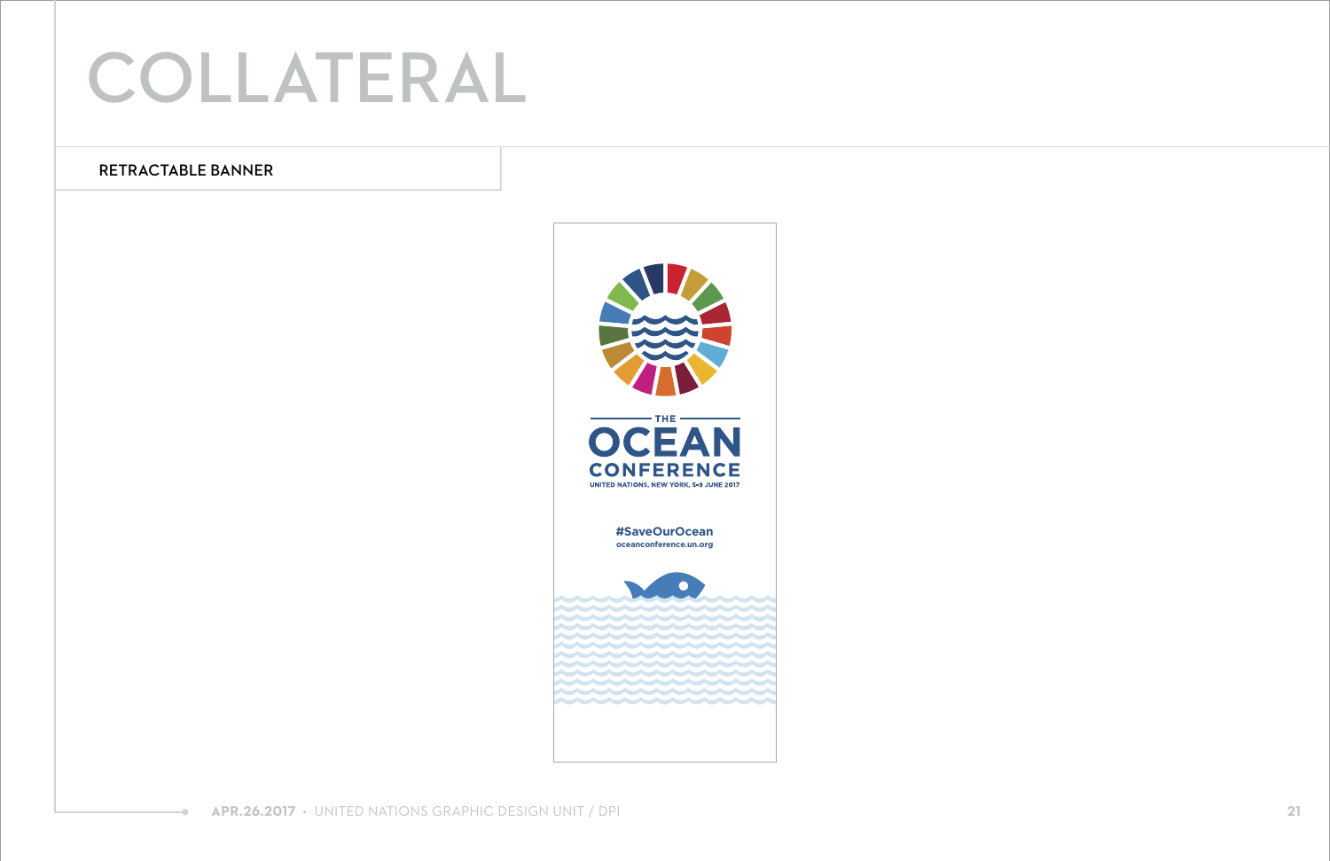# COLLATERAL

## RETRACTABLE BANNER

THE
OCEAN
CONFERENCE
UNITED NATIONS, NEW YORK, 5–9 JUNE 2017

#SaveOurOcean
oceanconference.un.org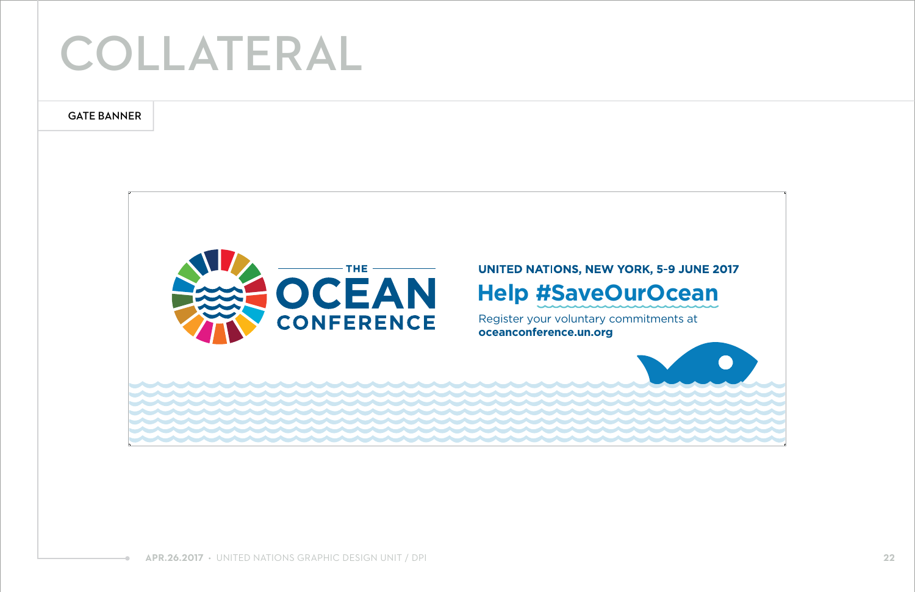# COLLATERAL

## GATE BANNER

THE OCEAN CONFERENCE

**UNITED NATIONS, NEW YORK, 5-9 JUNE 2017**

**Help #SaveOurOcean**

Register your voluntary commitments at
**oceanconference.un.org**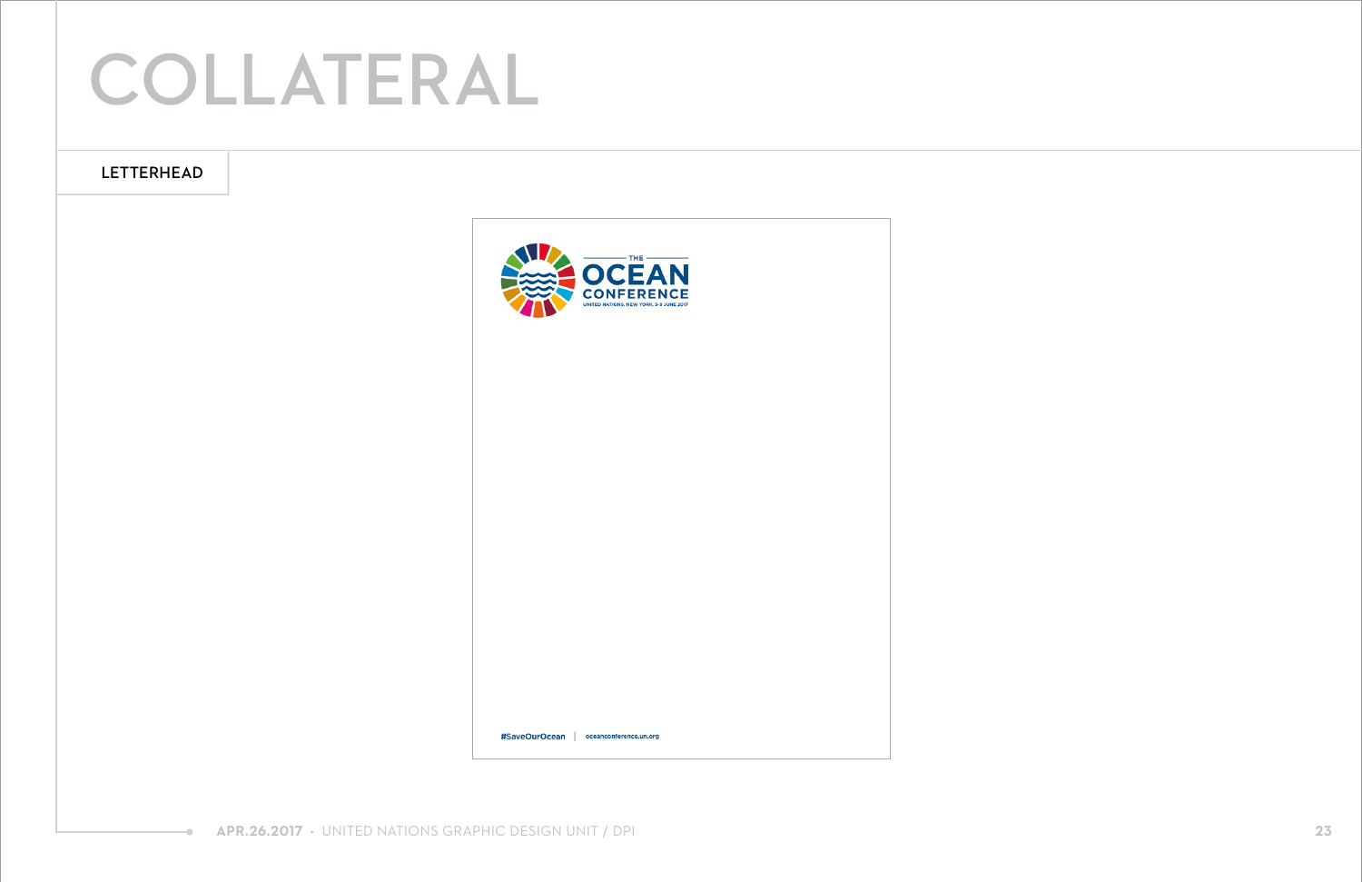# COLLATERAL

## LETTERHEAD

THE OCEAN CONFERENCE

UNITED NATIONS, NEW YORK, 5-9 JUNE 2017

#SaveOurOcean | oceanconference.un.org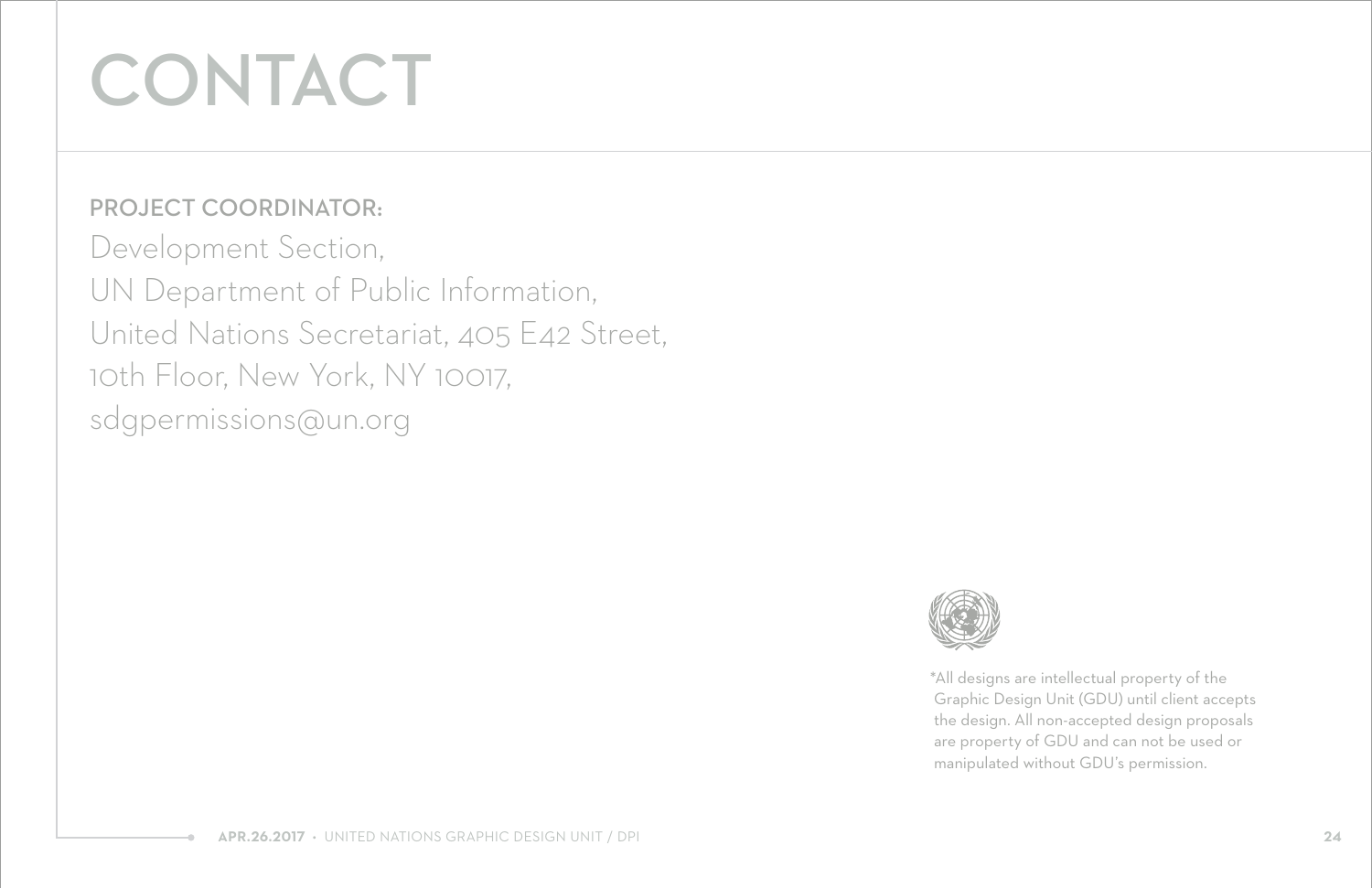# CONTACT

## PROJECT COORDINATOR:

Development Section,
UN Department of Public Information,
United Nations Secretariat, 405 E42 Street,
10th Floor, New York, NY 10017,
sdgpermissions@un.org

*All designs are intellectual property of the Graphic Design Unit (GDU) until client accepts the design. All non-accepted design proposals are property of GDU and can not be used or manipulated without GDU's permission.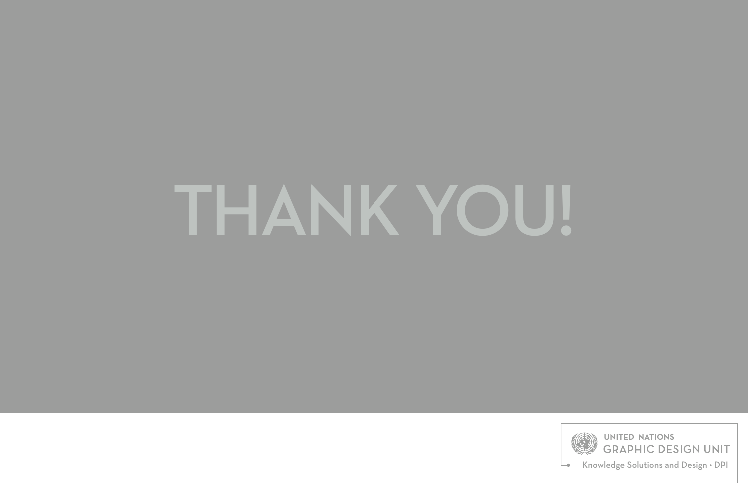# THANK YOU!

UNITED NATIONS
GRAPHIC DESIGN UNIT
Knowledge Solutions and Design • DPI